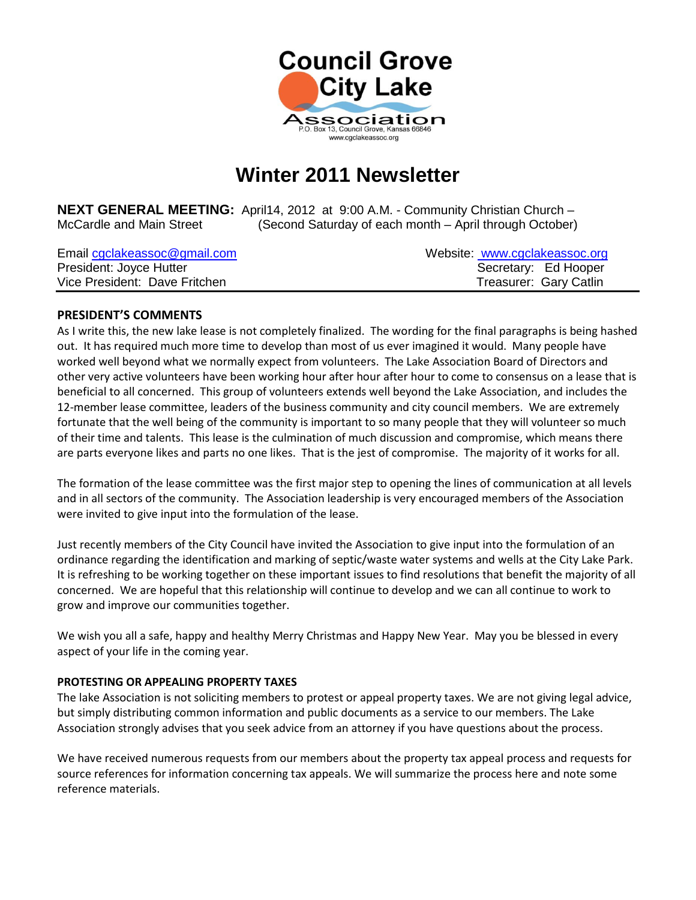# Council Grove City Lake Association

P.O. Box 13, Council Grove, Kansas 66846
www.cgclakeassoc.org

# Winter 2011 Newsletter

**NEXT GENERAL MEETING:** April14, 2012 at 9:00 A.M. - Community Christian Church – McCardle and Main Street (Second Saturday of each month – April through October)

Email cgclakeassoc@gmail.com
Website: www.cgclakeassoc.org
President: Joyce Hutter
Secretary: Ed Hooper
Vice President: Dave Fritchen
Treasurer: Gary Catlin

## PRESIDENT'S COMMENTS

As I write this, the new lake lease is not completely finalized. The wording for the final paragraphs is being hashed out. It has required much more time to develop than most of us ever imagined it would. Many people have worked well beyond what we normally expect from volunteers. The Lake Association Board of Directors and other very active volunteers have been working hour after hour after hour to come to consensus on a lease that is beneficial to all concerned. This group of volunteers extends well beyond the Lake Association, and includes the 12-member lease committee, leaders of the business community and city council members. We are extremely fortunate that the well being of the community is important to so many people that they will volunteer so much of their time and talents. This lease is the culmination of much discussion and compromise, which means there are parts everyone likes and parts no one likes. That is the jest of compromise. The majority of it works for all.

The formation of the lease committee was the first major step to opening the lines of communication at all levels and in all sectors of the community. The Association leadership is very encouraged members of the Association were invited to give input into the formulation of the lease.

Just recently members of the City Council have invited the Association to give input into the formulation of an ordinance regarding the identification and marking of septic/waste water systems and wells at the City Lake Park. It is refreshing to be working together on these important issues to find resolutions that benefit the majority of all concerned. We are hopeful that this relationship will continue to develop and we can all continue to work to grow and improve our communities together.

We wish you all a safe, happy and healthy Merry Christmas and Happy New Year. May you be blessed in every aspect of your life in the coming year.

### PROTESTING OR APPEALING PROPERTY TAXES

The lake Association is not soliciting members to protest or appeal property taxes. We are not giving legal advice, but simply distributing common information and public documents as a service to our members. The Lake Association strongly advises that you seek advice from an attorney if you have questions about the process.

We have received numerous requests from our members about the property tax appeal process and requests for source references for information concerning tax appeals. We will summarize the process here and note some reference materials.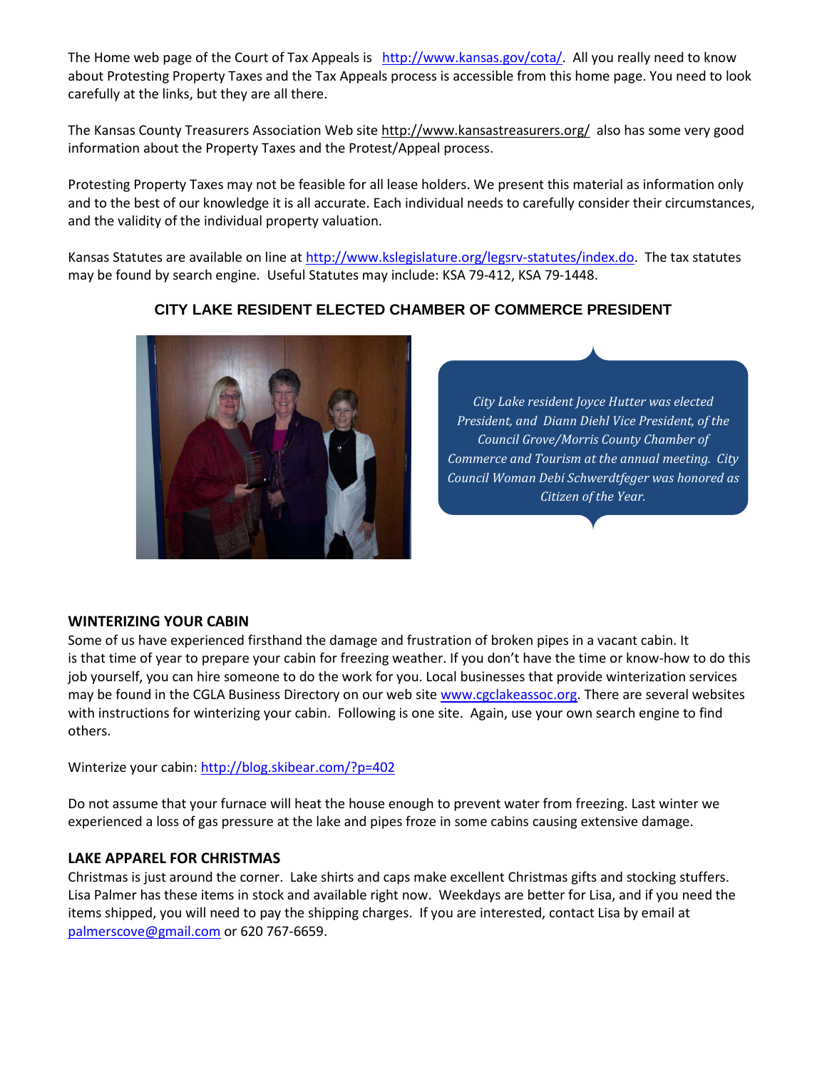The Home web page of the Court of Tax Appeals is http://www.kansas.gov/cota/. All you really need to know about Protesting Property Taxes and the Tax Appeals process is accessible from this home page. You need to look carefully at the links, but they are all there.

The Kansas County Treasurers Association Web site http://www.kansastreasurers.org/ also has some very good information about the Property Taxes and the Protest/Appeal process.

Protesting Property Taxes may not be feasible for all lease holders. We present this material as information only and to the best of our knowledge it is all accurate. Each individual needs to carefully consider their circumstances, and the validity of the individual property valuation.

Kansas Statutes are available on line at http://www.kslegislature.org/legsrv-statutes/index.do. The tax statutes may be found by search engine. Useful Statutes may include: KSA 79-412, KSA 79-1448.

## CITY LAKE RESIDENT ELECTED CHAMBER OF COMMERCE PRESIDENT

*City Lake resident Joyce Hutter was elected President, and Diann Diehl Vice President, of the Council Grove/Morris County Chamber of Commerce and Tourism at the annual meeting. City Council Woman Debi Schwerdtfeger was honored as Citizen of the Year.*

## WINTERIZING YOUR CABIN

Some of us have experienced firsthand the damage and frustration of broken pipes in a vacant cabin. It is that time of year to prepare your cabin for freezing weather. If you don't have the time or know-how to do this job yourself, you can hire someone to do the work for you. Local businesses that provide winterization services may be found in the CGLA Business Directory on our web site www.cgclakeassoc.org. There are several websites with instructions for winterizing your cabin. Following is one site. Again, use your own search engine to find others.

Winterize your cabin: http://blog.skibear.com/?p=402

Do not assume that your furnace will heat the house enough to prevent water from freezing. Last winter we experienced a loss of gas pressure at the lake and pipes froze in some cabins causing extensive damage.

## LAKE APPAREL FOR CHRISTMAS

Christmas is just around the corner. Lake shirts and caps make excellent Christmas gifts and stocking stuffers. Lisa Palmer has these items in stock and available right now. Weekdays are better for Lisa, and if you need the items shipped, you will need to pay the shipping charges. If you are interested, contact Lisa by email at palmerscove@gmail.com or 620 767-6659.